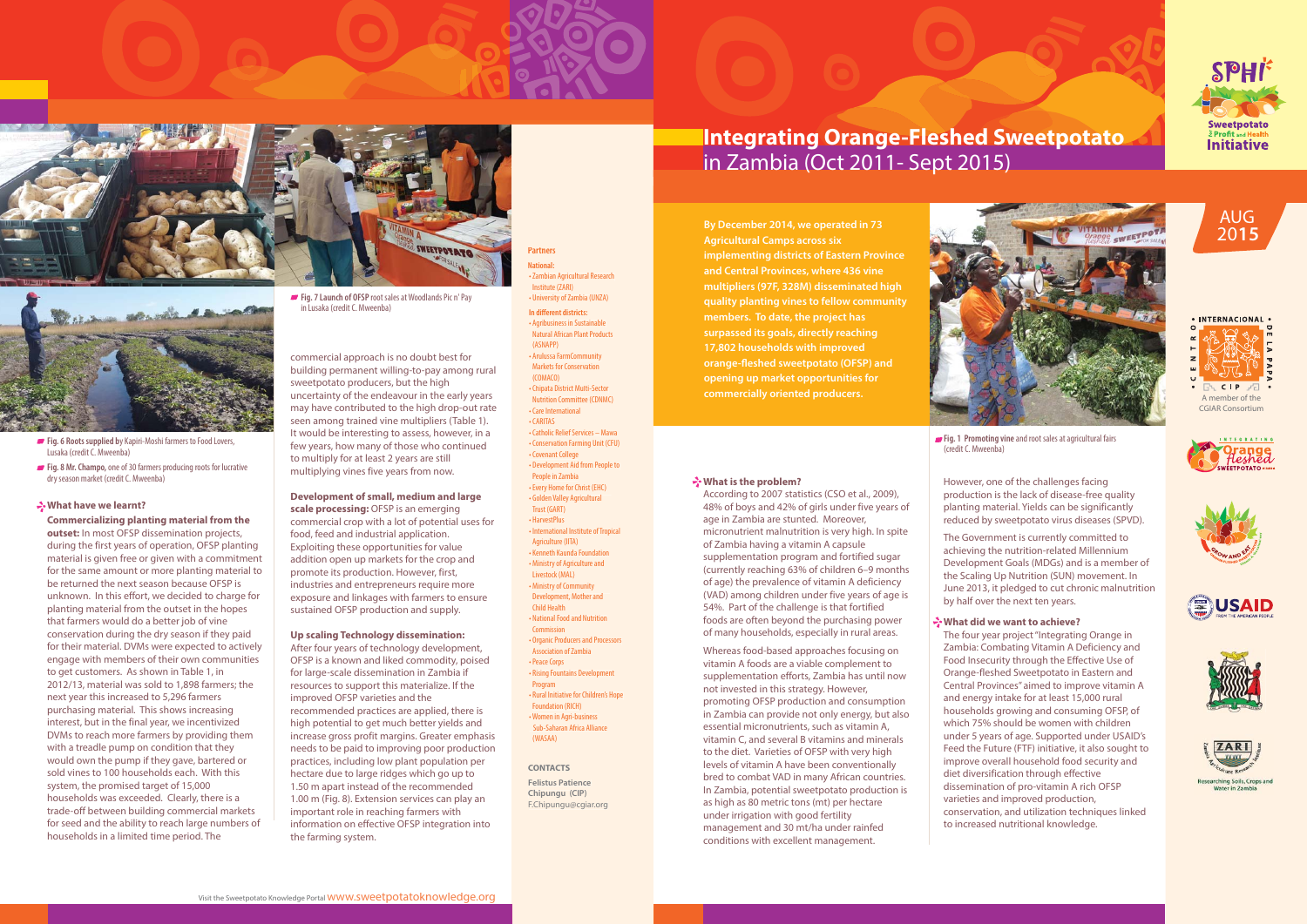# Integrating Orange-Fleshed Sweetpotato in Zambia (Oct 2011- Sept 2015)

AUG 2015

**By December 2014, we operated in 73 Agricultural Camps across six implementing districts of Eastern Province and Central Provinces, where 436 vine multipliers (97F, 328M) disseminated high quality planting vines to fellow community members. To date, the project has surpassed its goals, directly reaching 17,802 households with improved orange-fleshed sweetpotato (OFSP) and opening up market opportunities for commercially oriented producers.**

**Fig. 1 Promoting vine** and root sales at agricultural fairs (credit C. Mweenba)

### What is the problem?

According to 2007 statistics (CSO et al., 2009), 48% of boys and 42% of girls under five years of age in Zambia are stunted. Moreover, micronutrient malnutrition is very high. In spite of Zambia having a vitamin A capsule supplementation program and fortified sugar (currently reaching 63% of children 6–9 months of age) the prevalence of vitamin A deficiency (VAD) among children under five years of age is 54%. Part of the challenge is that fortified foods are often beyond the purchasing power of many households, especially in rural areas.

Whereas food-based approaches focusing on vitamin A foods are a viable complement to supplementation efforts, Zambia has until now not invested in this strategy. However, promoting OFSP production and consumption in Zambia can provide not only energy, but also essential micronutrients, such as vitamin A, vitamin C, and several B vitamins and minerals to the diet. Varieties of OFSP with very high levels of vitamin A have been conventionally bred to combat VAD in many African countries. In Zambia, potential sweetpotato production is as high as 80 metric tons (mt) per hectare under irrigation with good fertility management and 30 mt/ha under rainfed conditions with excellent management.

However, one of the challenges facing production is the lack of disease-free quality planting material. Yields can be significantly reduced by sweetpotato virus diseases (SPVD).

The Government is currently committed to achieving the nutrition-related Millennium Development Goals (MDGs) and is a member of the Scaling Up Nutrition (SUN) movement. In June 2013, it pledged to cut chronic malnutrition by half over the next ten years.

### What did we want to achieve?

The four year project "Integrating Orange in Zambia: Combating Vitamin A Deficiency and Food Insecurity through the Effective Use of Orange-fleshed Sweetpotato in Eastern and Central Provinces" aimed to improve vitamin A and energy intake for at least 15,000 rural households growing and consuming OFSP, of which 75% should be women with children under 5 years of age. Supported under USAID's Feed the Future (FTF) initiative, it also sought to improve overall household food security and diet diversification through effective dissemination of pro-vitamin A rich OFSP varieties and improved production, conservation, and utilization techniques linked to increased nutritional knowledge.

**Fig. 6 Roots supplied** by Kapiri-Moshi farmers to Food Lovers, Lusaka (credit C. Mweenba)

**Fig. 8 Mr. Champo,** one of 30 farmers producing roots for lucrative dry season market (credit C. Mweenba)

**Fig. 7 Launch of OFSP** root sales at Woodlands Pic n' Pay in Lusaka (credit C. Mweenba)

### What have we learnt?

**Commercializing planting material from the outset:** In most OFSP dissemination projects, during the first years of operation, OFSP planting material is given free or given with a commitment for the same amount or more planting material to be returned the next season because OFSP is unknown. In this effort, we decided to charge for planting material from the outset in the hopes that farmers would do a better job of vine conservation during the dry season if they paid for their material. DVMs were expected to actively engage with members of their own communities to get customers. As shown in Table 1, in 2012/13, material was sold to 1,898 farmers; the next year this increased to 5,296 farmers purchasing material. This shows increasing interest, but in the final year, we incentivized DVMs to reach more farmers by providing them with a treadle pump on condition that they would own the pump if they gave, bartered or sold vines to 100 households each. With this system, the promised target of 15,000 households was exceeded. Clearly, there is a trade-off between building commercial markets for seed and the ability to reach large numbers of households in a limited time period. The commercial approach is no doubt best for building permanent willing-to-pay among rural sweetpotato producers, but the high uncertainty of the endeavour in the early years may have contributed to the high drop-out rate seen among trained vine multipliers (Table 1). It would be interesting to assess, however, in a few years, how many of those who continued to multiply for at least 2 years are still multiplying vines five years from now.

**Development of small, medium and large scale processing:** OFSP is an emerging commercial crop with a lot of potential uses for food, feed and industrial application. Exploiting these opportunities for value addition open up markets for the crop and promote its production. However, first, industries and entrepreneurs require more exposure and linkages with farmers to ensure sustained OFSP production and supply.

**Up scaling Technology dissemination:** After four years of technology development, OFSP is a known and liked commodity, poised for large-scale dissemination in Zambia if resources to support this materialize. If the improved OFSP varieties and the recommended practices are applied, there is high potential to get much better yields and increase gross profit margins. Greater emphasis needs to be paid to improving poor production practices, including low plant population per hectare due to large ridges which go up to 1.50 m apart instead of the recommended 1.00 m (Fig. 8). Extension services can play an important role in reaching farmers with information on effective OFSP integration into the farming system.

### Partners

**National:**
- Zambian Agricultural Research Institute (ZARI)
- University of Zambia (UNZA)

**In different districts:**
- Agribusiness in Sustainable Natural African Plant Products (ASNAPP)
- Arulussa Farm Community Markets for Conservation (COMACO)
- Chipata District Multi-Sector Nutrition Committee (CDNMC)
- Care International
- CARITAS
- Catholic Relief Services – Mawa
- Conservation Farming Unit (CFU)
- Covenant College
- Development Aid from People to People in Zambia
- Every Home for Christ (EHC)
- Golden Valley Agricultural Trust (GART)
- HarvestPlus
- International Institute of Tropical Agriculture (IITA)
- Kenneth Kaunda Foundation
- Ministry of Agriculture and Livestock (MAL)
- Ministry of Community Development, Mother and Child Health
- National Food and Nutrition Commission
- Organic Producers and Processors Association of Zambia
- Peace Corps
- Rising Fountains Development Program
- Rural Initiative for Children's Hope Foundation (RICH)
- Women in Agri-business Sub-Saharan Africa Alliance (WASAA)

### CONTACTS

**Felistus Patience Chipungu (CIP)**
F.Chipungu@cgiar.org

Visit the Sweetpotato Knowledge Portal www.sweetpotatoknowledge.org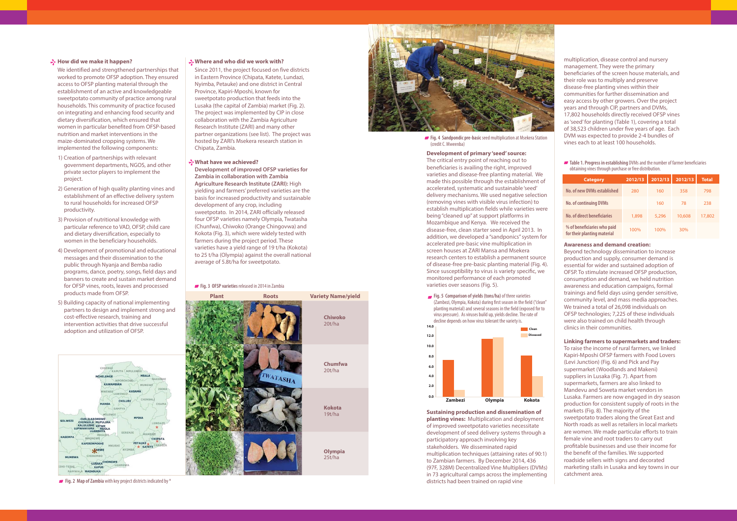## How did we make it happen?

We identified and strengthened partnerships that worked to promote OFSP adoption. They ensured access to OFSP planting material through the establishment of an active and knowledgeable sweetpotato community of practice among rural households. This community of practice focused on integrating and enhancing food security and dietary diversification, which ensured that women in particular benefited from OFSP-based nutrition and market interventions in the maize-dominated cropping systems. We implemented the following components:

1) Creation of partnerships with relevant government departments, NGOS, and other private sector players to implement the project.
2) Generation of high quality planting vines and establishment of an effective delivery system to rural households for increased OFSP productivity.
3) Provision of nutritional knowledge with particular reference to VAD, OFSP, child care and dietary diversification, especially to women in the beneficiary households.
4) Development of promotional and educational messages and their dissemination to the public through Nyanja and Bemba radio programs, dance, poetry, songs, field days and banners to create and sustain market demand for OFSP vines, roots, leaves and processed products made from OFSP.
5) Building capacity of national implementing partners to design and implement strong and cost-effective research, training and intervention activities that drive successful adoption and utilization of OFSP.

Fig. 2 Map of Zambia with key project districts indicated by *

## Where and who did we work with?

Since 2011, the project focused on five districts in Eastern Province (Chipata, Katete, Lundazi, Nyimba, Petauke) and one district in Central Province, Kapiri-Mposhi, known for sweetpotato production that feeds into the Lusaka (the capital of Zambia) market (Fig. 2). The project was implemented by CIP in close collaboration with the Zambia Agriculture Research Institute (ZARI) and many other partner organizations (see list). The project was hosted by ZARI's Msekera research station in Chipata, Zambia.

## What have we achieved?

**Development of improved OFSP varieties for Zambia in collaboration with Zambia Agriculture Research Institute (ZARI):** High yielding and farmers' preferred varieties are the basis for increased productivity and sustainable development of any crop, including sweetpotato. In 2014, ZARI officially released four OFSP varieties namely Olympia, Twatasha (Chunfwa), Chiwoko (Orange Chingovwa) and Kokota (Fig. 3), which were widely tested with farmers during the project period. These varieties have a yield range of 19 t/ha (Kokota) to 25 t/ha (Olympia) against the overall national average of 5.8t/ha for sweetpotato.

Fig. 3 OFSP varieties released in 2014 in Zambia

| Plant | Roots | Variety Name/yield |
|---|---|---|
| | | Chiwoko 20t/ha |
| | | Chumfwa 20t/ha |
| | | Kokota 19t/ha |
| | | Olympia 25t/ha |

Fig. 4 Sandpondic pre-basic seed multiplication at Msekera Station (credit C. Mweenba)

**Development of primary 'seed' source:** The critical entry point of reaching out to beneficiaries is availing the right, improved varieties and disease-free planting material. We made this possible through the establishment of accelerated, systematic and sustainable 'seed' delivery mechanisms. We used negative selection (removing vines with visible virus infection) to establish multiplication fields while varieties were being "cleaned up" at support platforms in Mozambique and Kenya. We received the disease-free, clean starter seed in April 2013. In addition, we developed a "sandponics" system for accelerated pre-basic vine multiplication in screen houses at ZARI Mansa and Msekera research centers to establish a permanent source of disease-free pre-basic planting material (Fig. 4). Since susceptibility to virus is variety specific, we monitored performance of each promoted varieties over seasons (Fig. 5).

Fig. 5 Comparison of yields (tons/ha) of three varieties (Zambezi, Olympia, Kokota) during first season in the field ("clean" planting material) and several seasons in the field (exposed for to virus pressure). As viruses build up, yields decline. The rate of decline depends on how virus tolerant the variety is.

14.0
12.0
10.0
8.0
6.0
4.0
2.0
0.0
Zambezi
Olympia
Kokota
Clean
Diseased

**Sustaining production and dissemination of planting vines:** Multiplication and deployment of improved sweetpotato varieties necessitate development of seed delivery systems through a participatory approach involving key stakeholders. We disseminated rapid multiplication techniques (attaining rates of 90:1) to Zambian farmers. By December 2014, 436 (97F, 328M) Decentralized Vine Multipliers (DVMs) in 73 agricultural camps across the implementing districts had been trained on rapid vine multiplication, disease control and nursery management. They were the primary beneficiaries of the screen house materials, and their role was to multiply and preserve disease-free planting vines within their communities for further dissemination and easy access by other growers. Over the project years and through CIP, partners and DVMs, 17,802 households directly received OFSP vines as 'seed' for planting (Table 1), covering a total of 38,523 children under five years of age. Each DVM was expected to provide 2-4 bundles of vines each to at least 100 households.

Table 1. Progress in establishing DVMs and the number of farmer beneficiaries obtaining vines through purchase or free distribution.

| Category | 2012/13 | 2012/13 | 2012/13 | Total |
|---|---|---|---|---|
| No. of new DVMs established | 280 | 160 | 358 | 798 |
| No. of continuing DVMs | | 160 | 78 | 238 |
| No. of direct beneficiaries | 1,898 | 5,296 | 10,608 | 17,802 |
| % of beneficiaries who paid for their planting material | 100% | 100% | 30% | |

**Awareness and demand creation:** Beyond technology dissemination to increase production and supply, consumer demand is essential for wider and sustained adoption of OFSP. To stimulate increased OFSP production, consumption and demand, we held nutrition awareness and education campaigns, formal trainings and field days using gender sensitive, community level, and mass media approaches. We trained a total of 26,098 individuals on OFSP technologies; 7,225 of these individuals were also trained on child health through clinics in their communities.

**Linking farmers to supermarkets and traders:** To raise the income of rural farmers, we linked Kapiri-Mposhi OFSP farmers with Food Lovers (Levi Junction) (Fig. 6) and Pick and Pay supermarket (Woodlands and Makeni) suppliers in Lusaka (Fig. 7). Apart from supermarkets, farmers are also linked to Mandevu and Soweta market vendors in Lusaka. Farmers are now engaged in dry season production for consistent supply of roots in the markets (Fig. 8). The majority of the sweetpotato traders along the Great East and North roads as well as retailers in local markets are women. We made particular efforts to train female vine and root traders to carry out profitable businesses and use their income for the benefit of the families. We supported roadside sellers with signs and decorated marketing stalls in Lusaka and key towns in our catchment area.